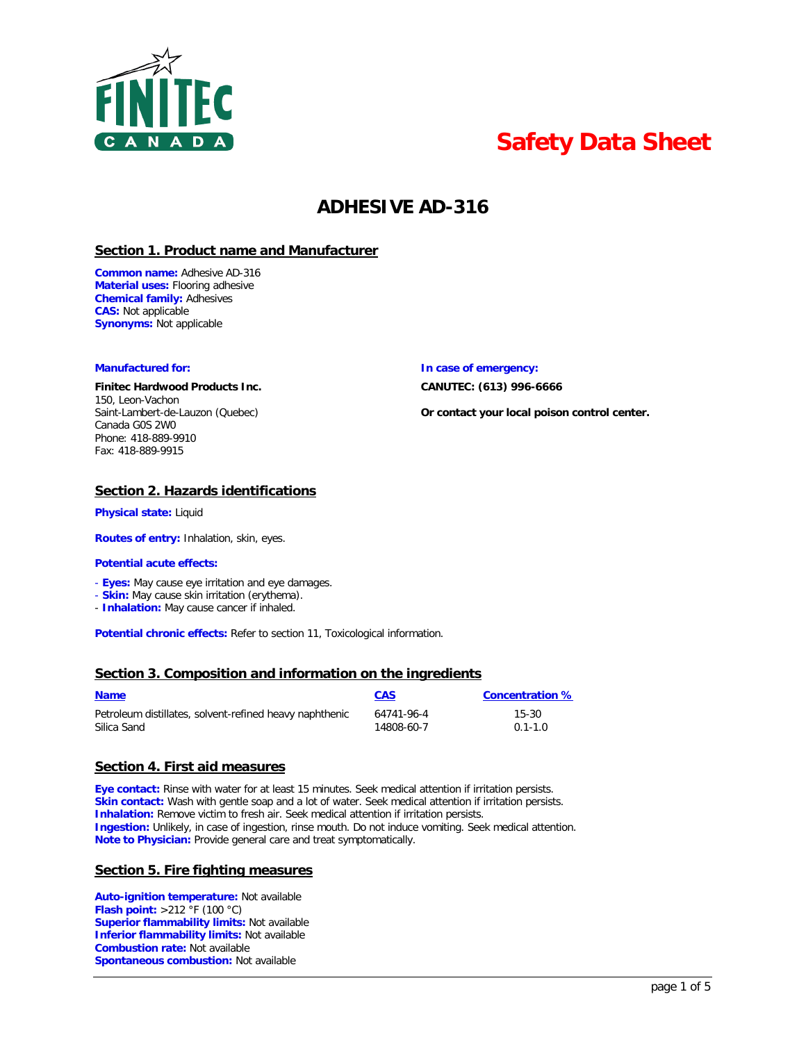FINITEC CANADA

# Safety Data Sheet

# ADHESIVE AD-316

## Section 1. Product name and Manufacturer

**Common name:** Adhesive AD-316
**Material uses:** Flooring adhesive
**Chemical family:** Adhesives
**CAS:** Not applicable
**Synonyms:** Not applicable

**Manufactured for:**

**Finitec Hardwood Products Inc.**
150, Leon-Vachon
Saint-Lambert-de-Lauzon (Quebec)
Canada G0S 2W0
Phone: 418-889-9910
Fax: 418-889-9915

**In case of emergency:**

**CANUTEC: (613) 996-6666**

**Or contact your local poison control center.**

## Section 2. Hazards identifications

**Physical state:** Liquid

**Routes of entry:** Inhalation, skin, eyes.

**Potential acute effects:**

- **Eyes:** May cause eye irritation and eye damages.
- **Skin:** May cause skin irritation (erythema).
- **Inhalation:** May cause cancer if inhaled.

**Potential chronic effects:** Refer to section 11, Toxicological information.

## Section 3. Composition and information on the ingredients

| Name | CAS | Concentration % |
|---|---|---|
| Petroleum distillates, solvent-refined heavy naphthenic | 64741-96-4 | 15-30 |
| Silica Sand | 14808-60-7 | 0.1-1.0 |

## Section 4. First aid measures

**Eye contact:** Rinse with water for at least 15 minutes. Seek medical attention if irritation persists.
**Skin contact:** Wash with gentle soap and a lot of water. Seek medical attention if irritation persists.
**Inhalation:** Remove victim to fresh air. Seek medical attention if irritation persists.
**Ingestion:** Unlikely, in case of ingestion, rinse mouth. Do not induce vomiting. Seek medical attention.
**Note to Physician:** Provide general care and treat symptomatically.

## Section 5. Fire fighting measures

**Auto-ignition temperature:** Not available
**Flash point:** >212 °F (100 °C)
**Superior flammability limits:** Not available
**Inferior flammability limits:** Not available
**Combustion rate:** Not available
**Spontaneous combustion:** Not available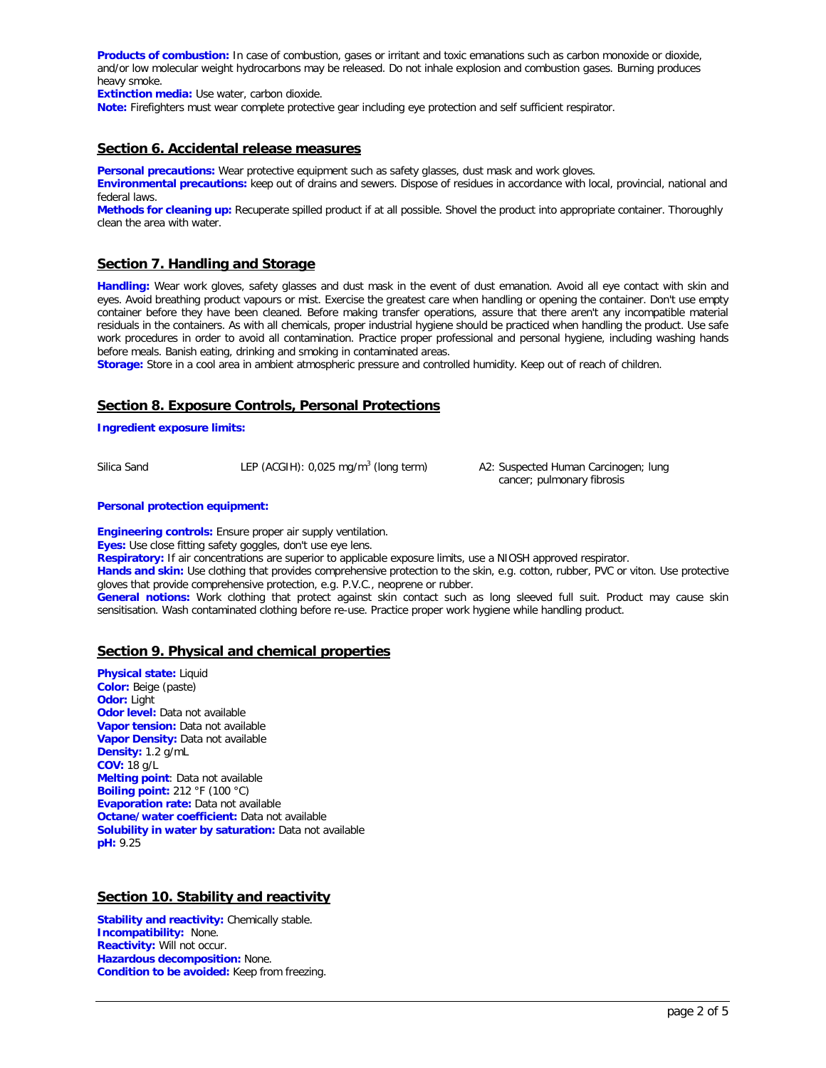**Products of combustion:** In case of combustion, gases or irritant and toxic emanations such as carbon monoxide or dioxide, and/or low molecular weight hydrocarbons may be released. Do not inhale explosion and combustion gases. Burning produces heavy smoke.
**Extinction media:** Use water, carbon dioxide.
**Note:** Firefighters must wear complete protective gear including eye protection and self sufficient respirator.

## Section 6. Accidental release measures

**Personal precautions:** Wear protective equipment such as safety glasses, dust mask and work gloves.
**Environmental precautions:** keep out of drains and sewers. Dispose of residues in accordance with local, provincial, national and federal laws.
**Methods for cleaning up:** Recuperate spilled product if at all possible. Shovel the product into appropriate container. Thoroughly clean the area with water.

## Section 7. Handling and Storage

**Handling:** Wear work gloves, safety glasses and dust mask in the event of dust emanation. Avoid all eye contact with skin and eyes. Avoid breathing product vapours or mist. Exercise the greatest care when handling or opening the container. Don't use empty container before they have been cleaned. Before making transfer operations, assure that there aren't any incompatible material residuals in the containers. As with all chemicals, proper industrial hygiene should be practiced when handling the product. Use safe work procedures in order to avoid all contamination. Practice proper professional and personal hygiene, including washing hands before meals. Banish eating, drinking and smoking in contaminated areas.
**Storage:** Store in a cool area in ambient atmospheric pressure and controlled humidity. Keep out of reach of children.

## Section 8. Exposure Controls, Personal Protections

**Ingredient exposure limits:**

| | | |
|---|---|---|
| Silica Sand | LEP (ACGIH): 0,025 mg/m$^3$ (long term) | A2: Suspected Human Carcinogen; lung cancer; pulmonary fibrosis |

**Personal protection equipment:**

**Engineering controls:** Ensure proper air supply ventilation.
**Eyes:** Use close fitting safety goggles, don't use eye lens.
**Respiratory:** If air concentrations are superior to applicable exposure limits, use a NIOSH approved respirator.
**Hands and skin:** Use clothing that provides comprehensive protection to the skin, e.g. cotton, rubber, PVC or viton. Use protective gloves that provide comprehensive protection, e.g. P.V.C., neoprene or rubber.
**General notions:** Work clothing that protect against skin contact such as long sleeved full suit. Product may cause skin sensitisation. Wash contaminated clothing before re-use. Practice proper work hygiene while handling product.

## Section 9. Physical and chemical properties

**Physical state:** Liquid
**Color:** Beige (paste)
**Odor:** Light
**Odor level:** Data not available
**Vapor tension:** Data not available
**Vapor Density:** Data not available
**Density:** 1.2 g/mL
**COV:** 18 g/L
**Melting point**: Data not available
**Boiling point:** 212 °F (100 °C)
**Evaporation rate:** Data not available
**Octane/water coefficient:** Data not available
**Solubility in water by saturation:** Data not available
**pH:** 9.25

## Section 10. Stability and reactivity

**Stability and reactivity:** Chemically stable.
**Incompatibility:** None.
**Reactivity:** Will not occur.
**Hazardous decomposition:** None.
**Condition to be avoided:** Keep from freezing.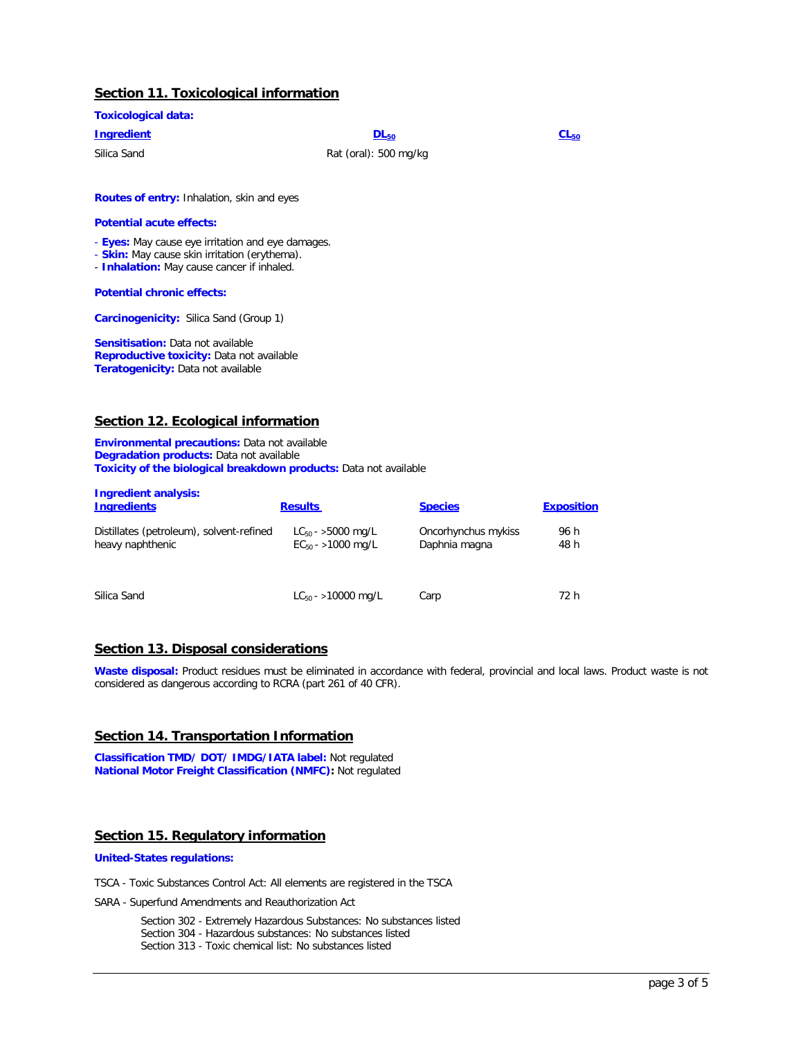## Section 11. Toxicological information

**Toxicological data:**

| Ingredient | $DL_{50}$ | $CL_{50}$ |
|---|---|---|
| Silica Sand | Rat (oral): 500 mg/kg | |

**Routes of entry:** Inhalation, skin and eyes

**Potential acute effects:**

- **Eyes:** May cause eye irritation and eye damages.
- **Skin:** May cause skin irritation (erythema).
- **Inhalation:** May cause cancer if inhaled.

**Potential chronic effects:**

**Carcinogenicity:** Silica Sand (Group 1)

**Sensitisation:** Data not available
**Reproductive toxicity:** Data not available
**Teratogenicity:** Data not available

## Section 12. Ecological information

**Environmental precautions:** Data not available
**Degradation products:** Data not available
**Toxicity of the biological breakdown products:** Data not available

**Ingredient analysis:**

| Ingredients | Results | Species | Exposition |
|---|---|---|---|
| Distillates (petroleum), solvent-refined heavy naphthenic | $LC_{50}$ - >5000 mg/L<br>$EC_{50}$ - >1000 mg/L | Oncorhynchus mykiss<br>Daphnia magna | 96 h<br>48 h |
| Silica Sand | $LC_{50}$ - >10000 mg/L | Carp | 72 h |

## Section 13. Disposal considerations

**Waste disposal:** Product residues must be eliminated in accordance with federal, provincial and local laws. Product waste is not considered as dangerous according to RCRA (part 261 of 40 CFR).

## Section 14. Transportation Information

**Classification TMD/ DOT/ IMDG/IATA label:** Not regulated
**National Motor Freight Classification (NMFC):** Not regulated

## Section 15. Regulatory information

**United-States regulations:**

TSCA - Toxic Substances Control Act: All elements are registered in the TSCA

SARA - Superfund Amendments and Reauthorization Act

Section 302 - Extremely Hazardous Substances: No substances listed
Section 304 - Hazardous substances: No substances listed
Section 313 - Toxic chemical list: No substances listed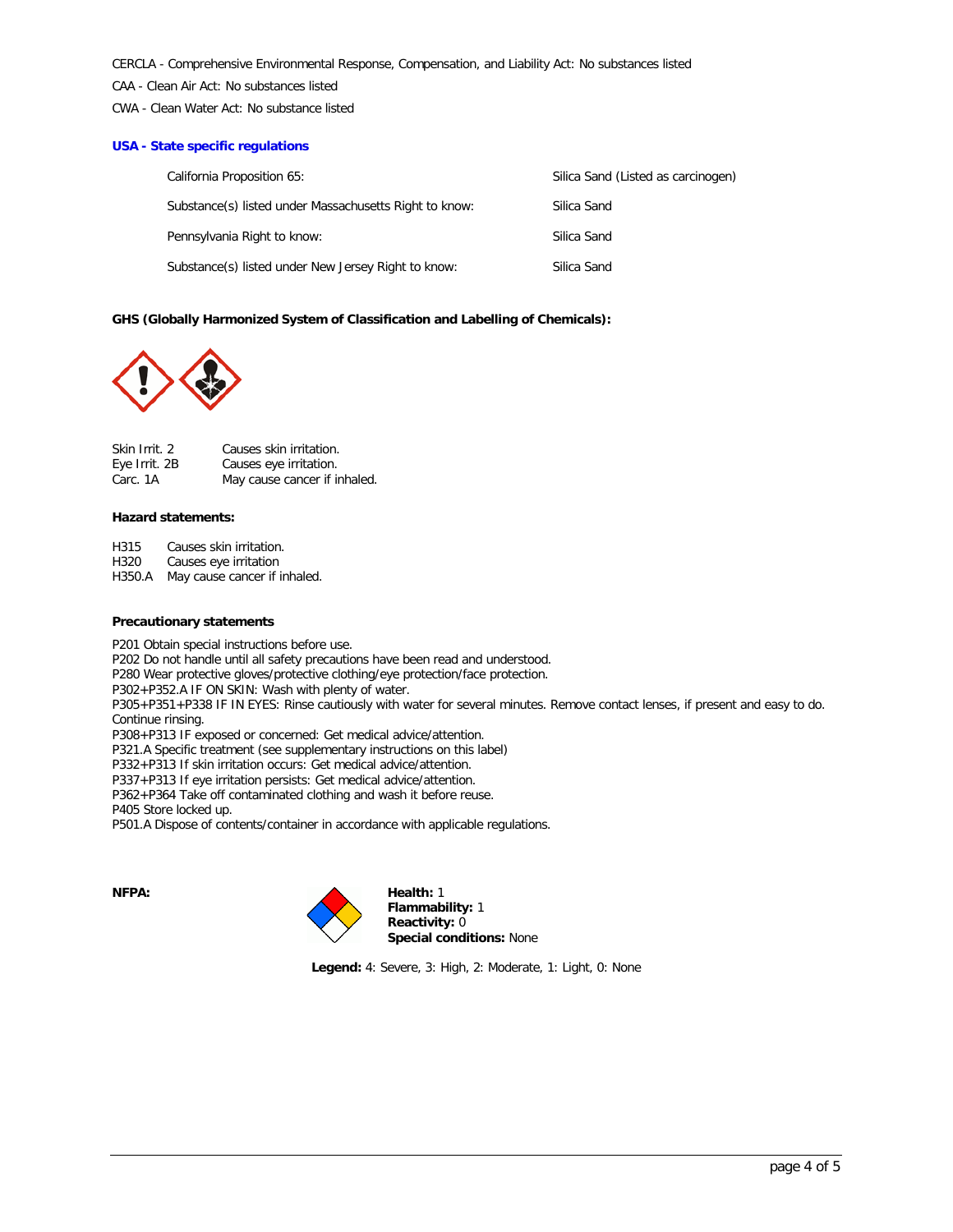CERCLA - Comprehensive Environmental Response, Compensation, and Liability Act: No substances listed

CAA - Clean Air Act: No substances listed

CWA - Clean Water Act: No substance listed

### USA - State specific regulations

| | |
|---|---|
| California Proposition 65: | Silica Sand (Listed as carcinogen) |
| Substance(s) listed under Massachusetts Right to know: | Silica Sand |
| Pennsylvania Right to know: | Silica Sand |
| Substance(s) listed under New Jersey Right to know: | Silica Sand |

**GHS (Globally Harmonized System of Classification and Labelling of Chemicals):**

| | |
|---|---|
| Skin Irrit. 2 | Causes skin irritation. |
| Eye Irrit. 2B | Causes eye irritation. |
| Carc. 1A | May cause cancer if inhaled. |

**Hazard statements:**

H315 Causes skin irritation.
H320 Causes eye irritation
H350.A May cause cancer if inhaled.

**Precautionary statements**

P201 Obtain special instructions before use.
P202 Do not handle until all safety precautions have been read and understood.
P280 Wear protective gloves/protective clothing/eye protection/face protection.
P302+P352.A IF ON SKIN: Wash with plenty of water.
P305+P351+P338 IF IN EYES: Rinse cautiously with water for several minutes. Remove contact lenses, if present and easy to do. Continue rinsing.
P308+P313 IF exposed or concerned: Get medical advice/attention.
P321.A Specific treatment (see supplementary instructions on this label)
P332+P313 If skin irritation occurs: Get medical advice/attention.
P337+P313 If eye irritation persists: Get medical advice/attention.
P362+P364 Take off contaminated clothing and wash it before reuse.
P405 Store locked up.
P501.A Dispose of contents/container in accordance with applicable regulations.

**NFPA:**

**Health:** 1
**Flammability:** 1
**Reactivity:** 0
**Special conditions:** None

**Legend:** 4: Severe, 3: High, 2: Moderate, 1: Light, 0: None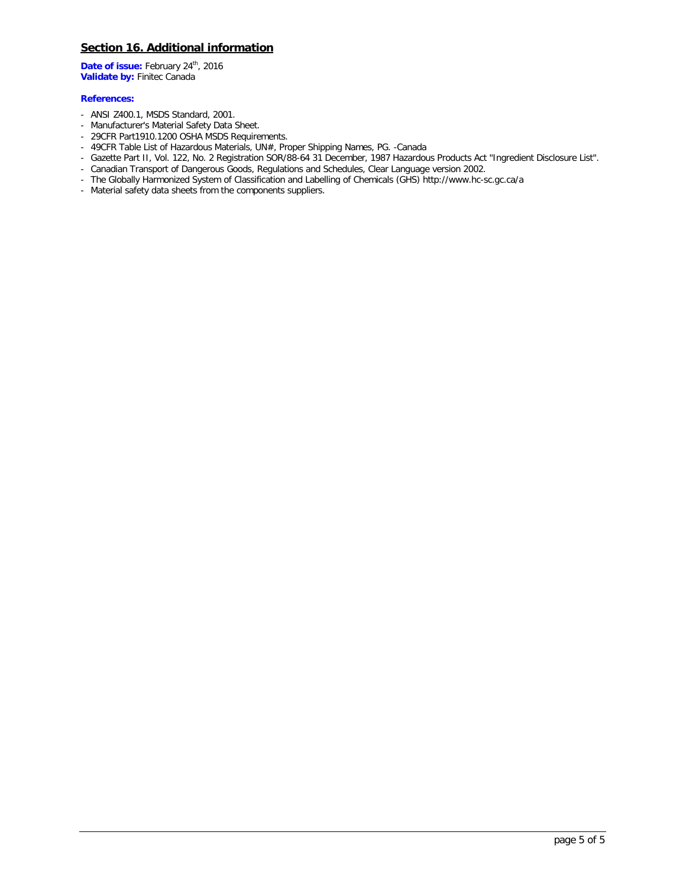## Section 16. Additional information

**Date of issue:** February 24th, 2016
**Validate by:** Finitec Canada

**References:**

- ANSI Z400.1, MSDS Standard, 2001.
- Manufacturer's Material Safety Data Sheet.
- 29CFR Part1910.1200 OSHA MSDS Requirements.
- 49CFR Table List of Hazardous Materials, UN#, Proper Shipping Names, PG. -Canada
- Gazette Part II, Vol. 122, No. 2 Registration SOR/88-64 31 December, 1987 Hazardous Products Act "Ingredient Disclosure List".
- Canadian Transport of Dangerous Goods, Regulations and Schedules, Clear Language version 2002.
- The Globally Harmonized System of Classification and Labelling of Chemicals (GHS) http://www.hc-sc.gc.ca/a
- Material safety data sheets from the components suppliers.